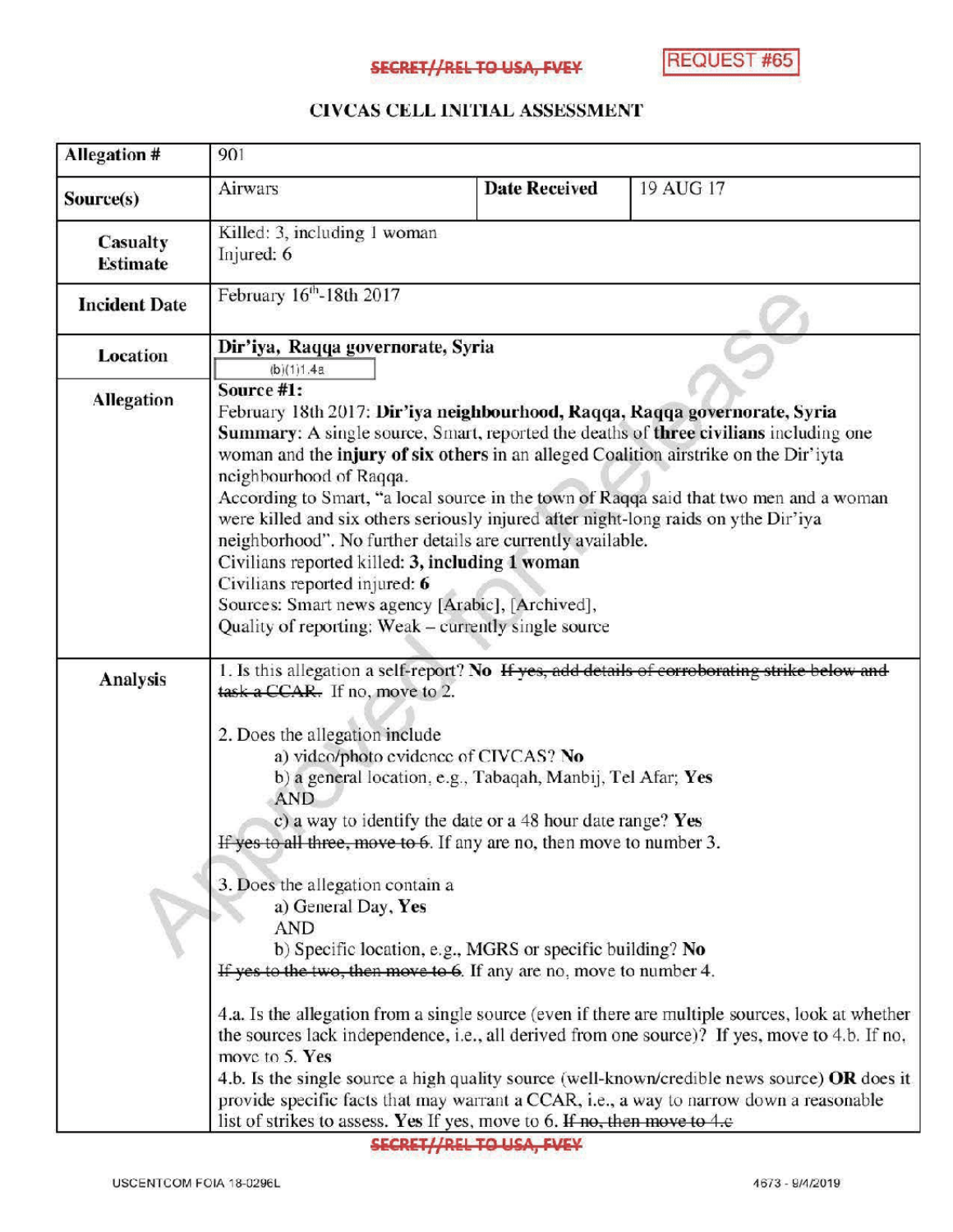SECRET//REL TO USA, FVEY

REQUEST #65

# CIVCAS CELL INITIAL ASSESSMENT

| Allegation # | 901 | | |
|---|---|---|---|
| Source(s) | Airwars | Date Received | 19 AUG 17 |
| Casualty Estimate | Killed: 3, including 1 woman<br>Injured: 6 | | |
| Incident Date | February 16th-18th 2017 | | |
| Location | **Dir'iya, Raqqa governorate, Syria**<br>(b)(1)1.4a | | |
| Allegation | **Source #1:**<br>February 18th 2017: **Dir'iya neighbourhood, Raqqa, Raqqa governorate, Syria**<br>**Summary:** A single source, Smart, reported the deaths of **three civilians** including one woman and the **injury of six others** in an alleged Coalition airstrike on the Dir'iyta neighbourhood of Raqqa.<br>According to Smart, "a local source in the town of Raqqa said that two men and a woman were killed and six others seriously injured after night-long raids on ythe Dir'iya neighborhood". No further details are currently available.<br>Civilians reported killed: **3, including 1 woman**<br>Civilians reported injured: **6**<br>Sources: Smart news agency [Arabic], [Archived],<br>Quality of reporting: Weak – currently single source | | |
| Analysis | 1. Is this allegation a self-report? **No** ~~If yes, add details of corroborating strike below and task a CCAR.~~ If no, move to 2.<br><br>2. Does the allegation include<br>a) video/photo evidence of CIVCAS? **No**<br>b) a general location, e.g., Tabaqah, Manbij, Tel Afar; **Yes**<br>AND<br>c) a way to identify the date or a 48 hour date range? **Yes**<br>~~If yes to all three, move to 6~~. If any are no, then move to number 3.<br><br>3. Does the allegation contain a<br>a) General Day, **Yes**<br>AND<br>b) Specific location, e.g., MGRS or specific building? **No**<br>~~If yes to the two, then move to 6~~. If any are no, move to number 4.<br><br>4.a. Is the allegation from a single source (even if there are multiple sources, look at whether the sources lack independence, i.e., all derived from one source)? If yes, move to 4.b. If no, move to 5. **Yes**<br>4.b. Is the single source a high quality source (well-known/credible news source) **OR** does it provide specific facts that may warrant a CCAR, i.e., a way to narrow down a reasonable list of strikes to assess. **Yes** If yes, move to 6. ~~If no, then move to 4.c~~ | | |

SECRET//REL TO USA, FVEY

USCENTCOM FOIA 18-0296L

4673 - 8/4/2019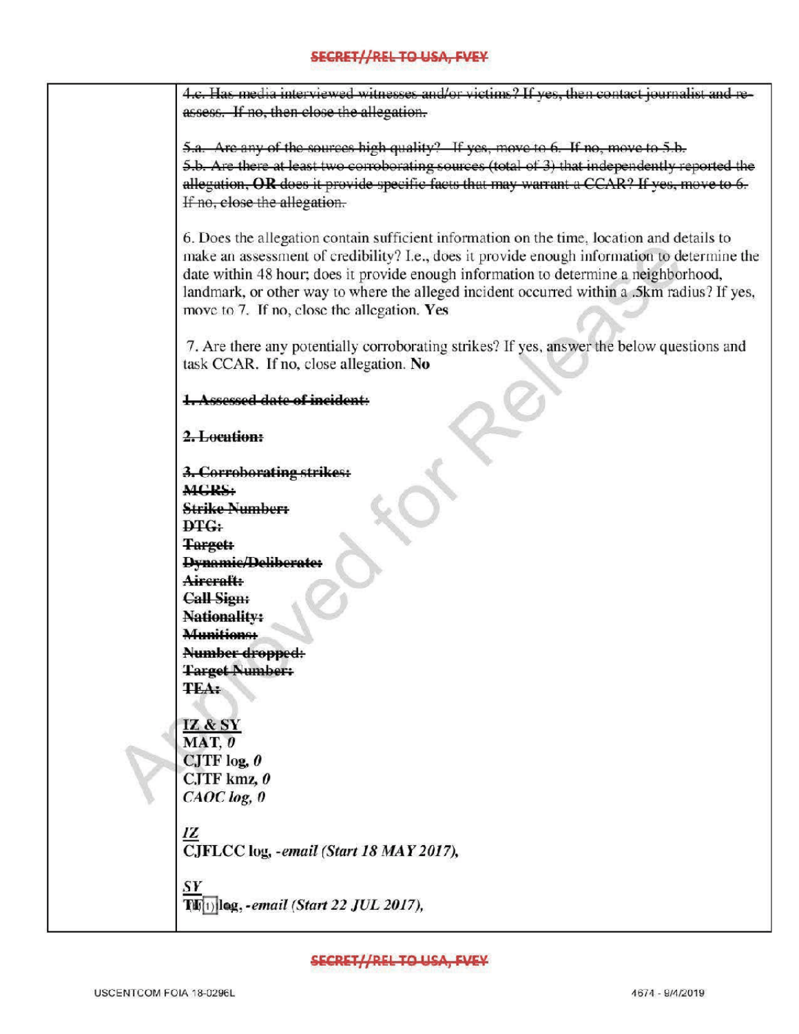~~4.c. Has media interviewed witnesses and/or victims? If yes, then contact journalist and re-assess. If no, then close the allegation.~~

~~5.a. Are any of the sources high quality? If yes, move to 6. If no, move to 5.b.~~
~~5.b. Are there at least two corroborating sources (total of 3) that independently reported the allegation, **OR** does it provide specific facts that may warrant a CCAR? If yes, move to 6. If no, close the allegation.~~

6. Does the allegation contain sufficient information on the time, location and details to make an assessment of credibility? I.e., does it provide enough information to determine the date within 48 hour; does it provide enough information to determine a neighborhood, landmark, or other way to where the alleged incident occurred within a .5km radius? If yes, move to 7. If no, close the allegation. **Yes**

7. Are there any potentially corroborating strikes? If yes, answer the below questions and task CCAR. If no, close allegation. **No**

~~**1. Assessed date of incident:**~~

~~**2. Location:**~~

~~**3. Corroborating strikes:**~~
~~**MGRS:**~~
~~**Strike Number:**~~
~~**DTG:**~~
~~**Target:**~~
~~**Dynamic/Deliberate:**~~
~~**Aircraft:**~~
~~**Call Sign:**~~
~~**Nationality:**~~
~~**Munitions:**~~
~~**Number dropped:**~~
~~**Target Number:**~~
~~**TEA:**~~

**IZ & SY**
**MAT,** ***0***
**CJTF log,** ***0***
**CJTF kmz,** ***0***
***CAOC log, 0***

***IZ***
**CJFLCC log,** ***-email (Start 18 MAY 2017),***

***SY***
**T(b)(1) log,** ***-email (Start 22 JUL 2017),***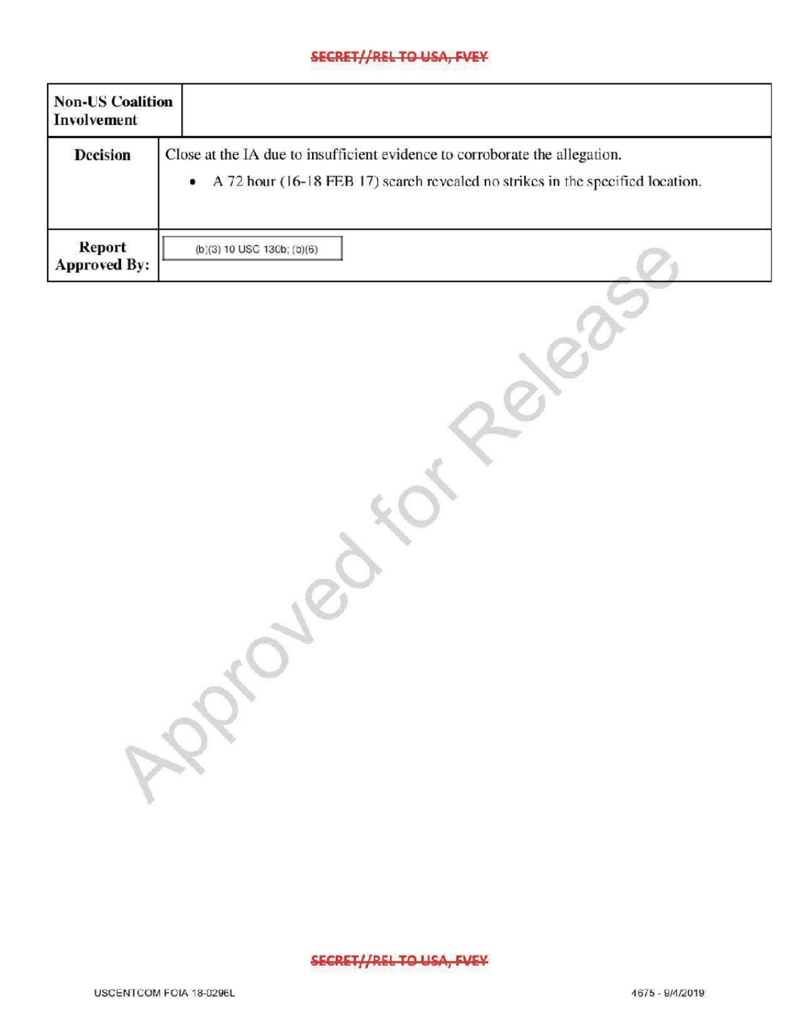| | |
|---|---|
| **Non-US Coalition Involvement** | |
| **Decision** | Close at the IA due to insufficient evidence to corroborate the allegation.<br>• A 72 hour (16-18 FEB 17) search revealed no strikes in the specified location. |
| **Report Approved By:** | (b)(3) 10 USC 130b; (b)(6) |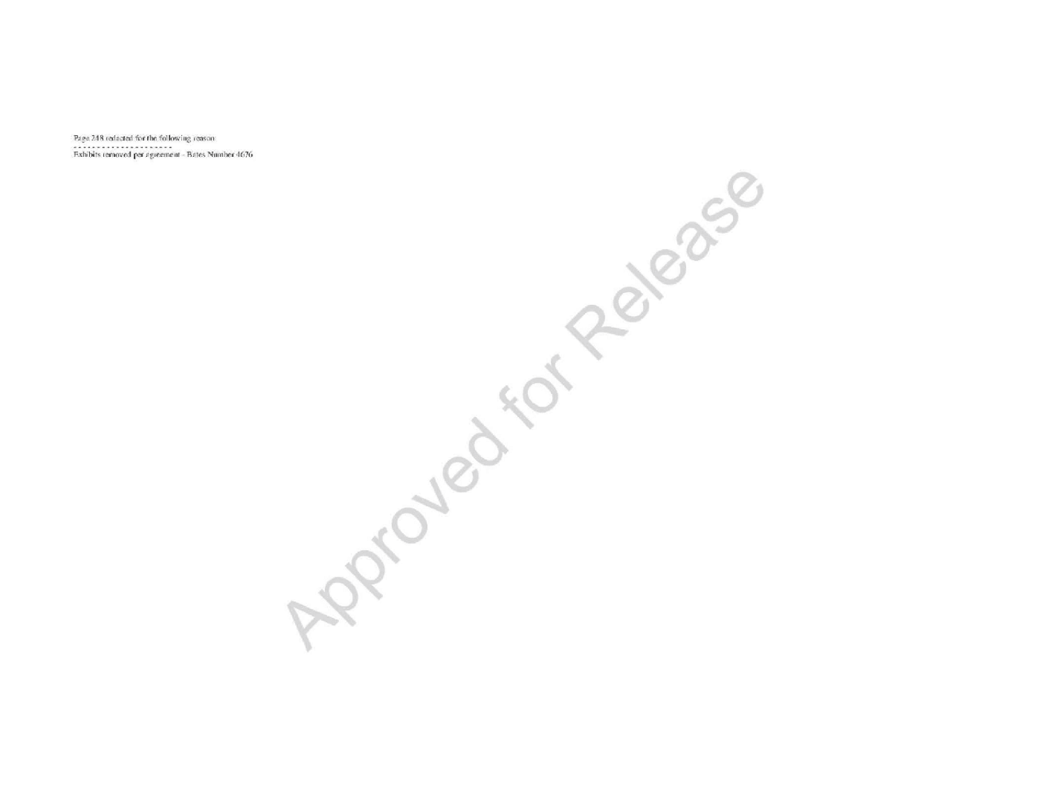Page 248 redacted for the following reason:
- - - - - - - - - - - - - - - - - - - -
Exhibits removed per agreement - Bates Number 4676

Approved for Release